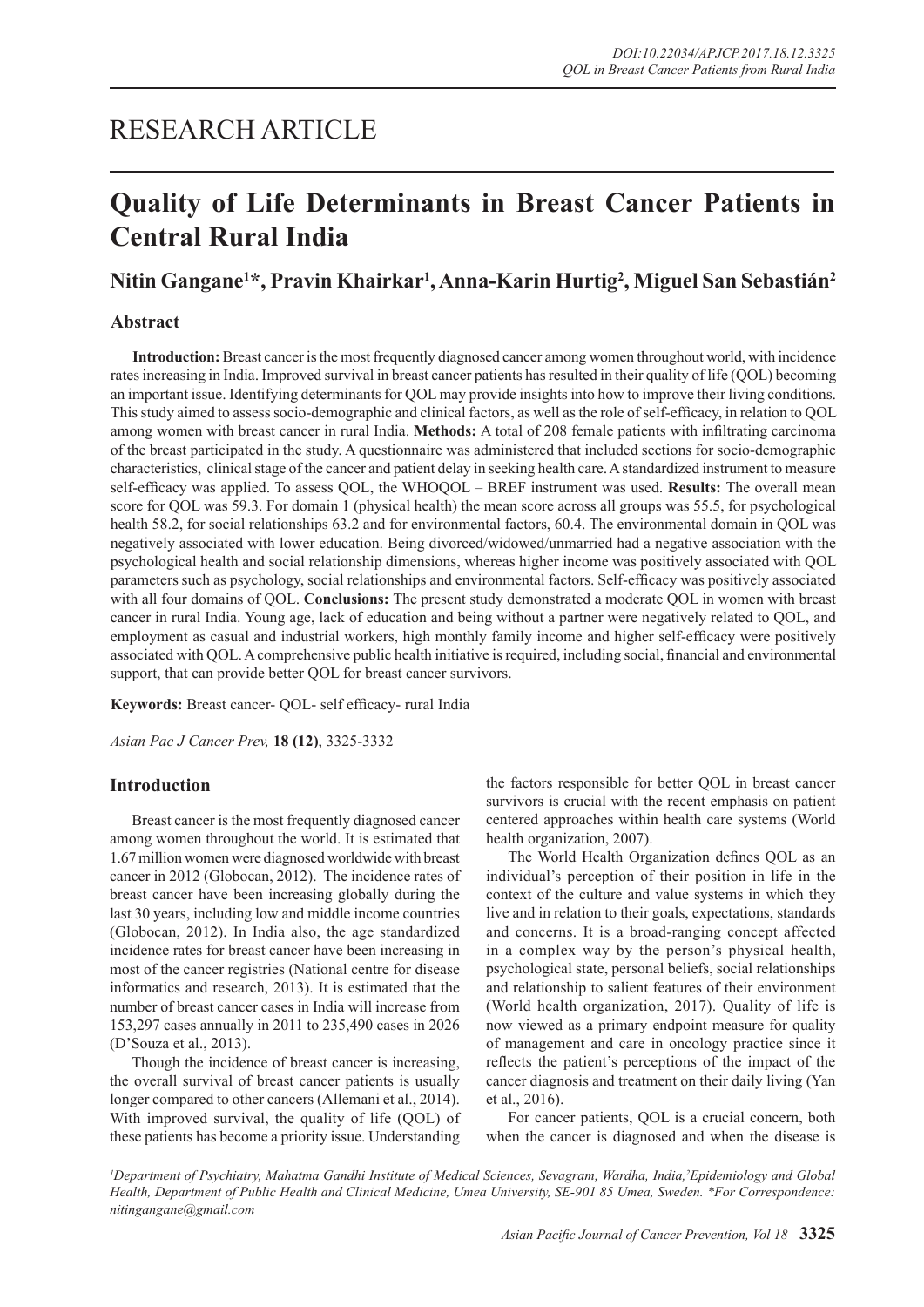# RESEARCH ARTICLE

# Quality of Life Determinants in Breast Cancer Patients in Central Rural India

## Nitin Gangane[1]*, Pravin Khairkar[1], Anna-Karin Hurtig[2], Miguel San Sebastián[2]

### Abstract

**Introduction:** Breast cancer is the most frequently diagnosed cancer among women throughout world, with incidence rates increasing in India. Improved survival in breast cancer patients has resulted in their quality of life (QOL) becoming an important issue. Identifying determinants for QOL may provide insights into how to improve their living conditions. This study aimed to assess socio-demographic and clinical factors, as well as the role of self-efficacy, in relation to QOL among women with breast cancer in rural India. **Methods:** A total of 208 female patients with infiltrating carcinoma of the breast participated in the study. A questionnaire was administered that included sections for socio-demographic characteristics, clinical stage of the cancer and patient delay in seeking health care. A standardized instrument to measure self-efficacy was applied. To assess QOL, the WHOQOL – BREF instrument was used. **Results:** The overall mean score for QOL was 59.3. For domain 1 (physical health) the mean score across all groups was 55.5, for psychological health 58.2, for social relationships 63.2 and for environmental factors, 60.4. The environmental domain in QOL was negatively associated with lower education. Being divorced/widowed/unmarried had a negative association with the psychological health and social relationship dimensions, whereas higher income was positively associated with QOL parameters such as psychology, social relationships and environmental factors. Self-efficacy was positively associated with all four domains of QOL. **Conclusions:** The present study demonstrated a moderate QOL in women with breast cancer in rural India. Young age, lack of education and being without a partner were negatively related to QOL, and employment as casual and industrial workers, high monthly family income and higher self-efficacy were positively associated with QOL. A comprehensive public health initiative is required, including social, financial and environmental support, that can provide better QOL for breast cancer survivors.

**Keywords:** Breast cancer- QOL- self efficacy- rural India

*Asian Pac J Cancer Prev,* **18 (12)**, 3325-3332

### Introduction

Breast cancer is the most frequently diagnosed cancer among women throughout the world. It is estimated that 1.67 million women were diagnosed worldwide with breast cancer in 2012 (Globocan, 2012). The incidence rates of breast cancer have been increasing globally during the last 30 years, including low and middle income countries (Globocan, 2012). In India also, the age standardized incidence rates for breast cancer have been increasing in most of the cancer registries (National centre for disease informatics and research, 2013). It is estimated that the number of breast cancer cases in India will increase from 153,297 cases annually in 2011 to 235,490 cases in 2026 (D'Souza et al., 2013).

Though the incidence of breast cancer is increasing, the overall survival of breast cancer patients is usually longer compared to other cancers (Allemani et al., 2014). With improved survival, the quality of life (QOL) of these patients has become a priority issue. Understanding the factors responsible for better QOL in breast cancer survivors is crucial with the recent emphasis on patient centered approaches within health care systems (World health organization, 2007).

The World Health Organization defines QOL as an individual's perception of their position in life in the context of the culture and value systems in which they live and in relation to their goals, expectations, standards and concerns. It is a broad-ranging concept affected in a complex way by the person's physical health, psychological state, personal beliefs, social relationships and relationship to salient features of their environment (World health organization, 2017). Quality of life is now viewed as a primary endpoint measure for quality of management and care in oncology practice since it reflects the patient's perceptions of the impact of the cancer diagnosis and treatment on their daily living (Yan et al., 2016).

For cancer patients, QOL is a crucial concern, both when the cancer is diagnosed and when the disease is

[1]Department of Psychiatry, Mahatma Gandhi Institute of Medical Sciences, Sevagram, Wardha, India,[2]Epidemiology and Global Health, Department of Public Health and Clinical Medicine, Umea University, SE-901 85 Umea, Sweden. *For Correspondence: nitingangane@gmail.com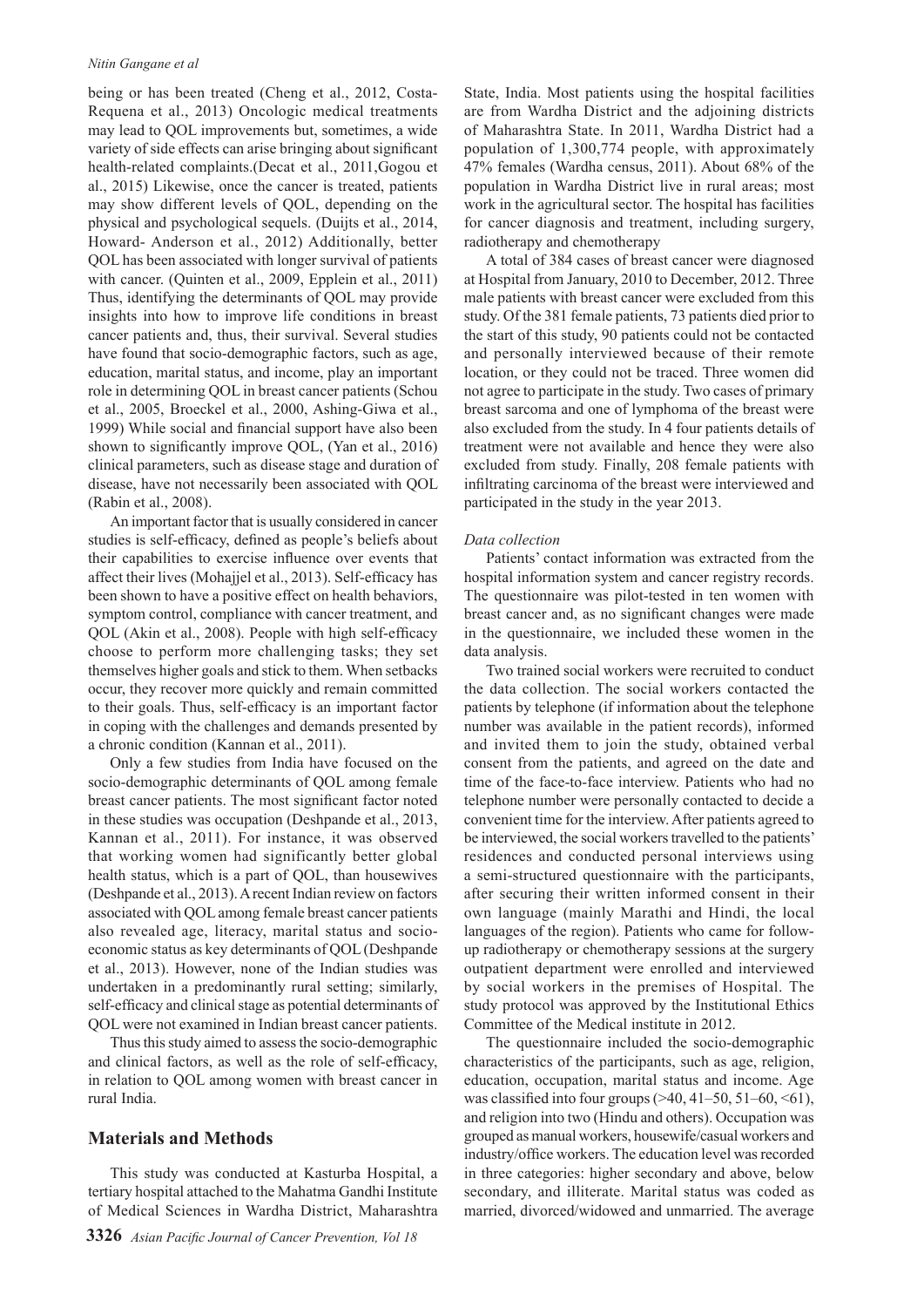being or has been treated (Cheng et al., 2012, Costa-Requena et al., 2013) Oncologic medical treatments may lead to QOL improvements but, sometimes, a wide variety of side effects can arise bringing about significant health-related complaints.(Decat et al., 2011,Gogou et al., 2015) Likewise, once the cancer is treated, patients may show different levels of QOL, depending on the physical and psychological sequels. (Duijts et al., 2014, Howard- Anderson et al., 2012) Additionally, better QOL has been associated with longer survival of patients with cancer. (Quinten et al., 2009, Epplein et al., 2011) Thus, identifying the determinants of QOL may provide insights into how to improve life conditions in breast cancer patients and, thus, their survival. Several studies have found that socio-demographic factors, such as age, education, marital status, and income, play an important role in determining QOL in breast cancer patients (Schou et al., 2005, Broeckel et al., 2000, Ashing-Giwa et al., 1999) While social and financial support have also been shown to significantly improve QOL, (Yan et al., 2016) clinical parameters, such as disease stage and duration of disease, have not necessarily been associated with QOL (Rabin et al., 2008).

An important factor that is usually considered in cancer studies is self-efficacy, defined as people's beliefs about their capabilities to exercise influence over events that affect their lives (Mohajjel et al., 2013). Self-efficacy has been shown to have a positive effect on health behaviors, symptom control, compliance with cancer treatment, and QOL (Akin et al., 2008). People with high self-efficacy choose to perform more challenging tasks; they set themselves higher goals and stick to them. When setbacks occur, they recover more quickly and remain committed to their goals. Thus, self-efficacy is an important factor in coping with the challenges and demands presented by a chronic condition (Kannan et al., 2011).

Only a few studies from India have focused on the socio-demographic determinants of QOL among female breast cancer patients. The most significant factor noted in these studies was occupation (Deshpande et al., 2013, Kannan et al., 2011). For instance, it was observed that working women had significantly better global health status, which is a part of QOL, than housewives (Deshpande et al., 2013). A recent Indian review on factors associated with QOL among female breast cancer patients also revealed age, literacy, marital status and socio-economic status as key determinants of QOL (Deshpande et al., 2013). However, none of the Indian studies was undertaken in a predominantly rural setting; similarly, self-efficacy and clinical stage as potential determinants of QOL were not examined in Indian breast cancer patients.

Thus this study aimed to assess the socio-demographic and clinical factors, as well as the role of self-efficacy, in relation to QOL among women with breast cancer in rural India.

## Materials and Methods

This study was conducted at Kasturba Hospital, a tertiary hospital attached to the Mahatma Gandhi Institute of Medical Sciences in Wardha District, Maharashtra State, India. Most patients using the hospital facilities are from Wardha District and the adjoining districts of Maharashtra State. In 2011, Wardha District had a population of 1,300,774 people, with approximately 47% females (Wardha census, 2011). About 68% of the population in Wardha District live in rural areas; most work in the agricultural sector. The hospital has facilities for cancer diagnosis and treatment, including surgery, radiotherapy and chemotherapy

A total of 384 cases of breast cancer were diagnosed at Hospital from January, 2010 to December, 2012. Three male patients with breast cancer were excluded from this study. Of the 381 female patients, 73 patients died prior to the start of this study, 90 patients could not be contacted and personally interviewed because of their remote location, or they could not be traced. Three women did not agree to participate in the study. Two cases of primary breast sarcoma and one of lymphoma of the breast were also excluded from the study. In 4 four patients details of treatment were not available and hence they were also excluded from study. Finally, 208 female patients with infiltrating carcinoma of the breast were interviewed and participated in the study in the year 2013.

*Data collection*

Patients' contact information was extracted from the hospital information system and cancer registry records. The questionnaire was pilot-tested in ten women with breast cancer and, as no significant changes were made in the questionnaire, we included these women in the data analysis.

Two trained social workers were recruited to conduct the data collection. The social workers contacted the patients by telephone (if information about the telephone number was available in the patient records), informed and invited them to join the study, obtained verbal consent from the patients, and agreed on the date and time of the face-to-face interview. Patients who had no telephone number were personally contacted to decide a convenient time for the interview. After patients agreed to be interviewed, the social workers travelled to the patients' residences and conducted personal interviews using a semi-structured questionnaire with the participants, after securing their written informed consent in their own language (mainly Marathi and Hindi, the local languages of the region). Patients who came for follow-up radiotherapy or chemotherapy sessions at the surgery outpatient department were enrolled and interviewed by social workers in the premises of Hospital. The study protocol was approved by the Institutional Ethics Committee of the Medical institute in 2012.

The questionnaire included the socio-demographic characteristics of the participants, such as age, religion, education, occupation, marital status and income. Age was classified into four groups (>40, 41–50, 51–60, <61), and religion into two (Hindu and others). Occupation was grouped as manual workers, housewife/casual workers and industry/office workers. The education level was recorded in three categories: higher secondary and above, below secondary, and illiterate. Marital status was coded as married, divorced/widowed and unmarried. The average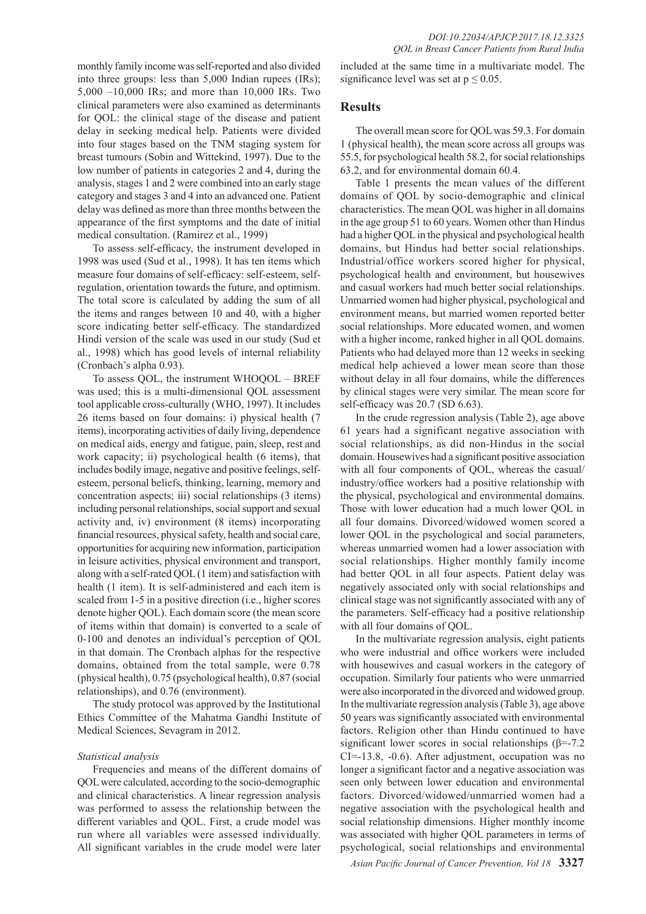monthly family income was self-reported and also divided into three groups: less than 5,000 Indian rupees (IRs); 5,000 –10,000 IRs; and more than 10,000 IRs. Two clinical parameters were also examined as determinants for QOL: the clinical stage of the disease and patient delay in seeking medical help. Patients were divided into four stages based on the TNM staging system for breast tumours (Sobin and Wittekind, 1997). Due to the low number of patients in categories 2 and 4, during the analysis, stages 1 and 2 were combined into an early stage category and stages 3 and 4 into an advanced one. Patient delay was defined as more than three months between the appearance of the first symptoms and the date of initial medical consultation. (Ramirez et al., 1999)

To assess self-efficacy, the instrument developed in 1998 was used (Sud et al., 1998). It has ten items which measure four domains of self-efficacy: self-esteem, self-regulation, orientation towards the future, and optimism. The total score is calculated by adding the sum of all the items and ranges between 10 and 40, with a higher score indicating better self-efficacy. The standardized Hindi version of the scale was used in our study (Sud et al., 1998) which has good levels of internal reliability (Cronbach's alpha 0.93).

To assess QOL, the instrument WHOQOL – BREF was used; this is a multi-dimensional QOL assessment tool applicable cross-culturally (WHO, 1997). It includes 26 items based on four domains: i) physical health (7 items), incorporating activities of daily living, dependence on medical aids, energy and fatigue, pain, sleep, rest and work capacity; ii) psychological health (6 items), that includes bodily image, negative and positive feelings, self-esteem, personal beliefs, thinking, learning, memory and concentration aspects; iii) social relationships (3 items) including personal relationships, social support and sexual activity and, iv) environment (8 items) incorporating financial resources, physical safety, health and social care, opportunities for acquiring new information, participation in leisure activities, physical environment and transport, along with a self-rated QOL (1 item) and satisfaction with health (1 item). It is self-administered and each item is scaled from 1-5 in a positive direction (i.e., higher scores denote higher QOL). Each domain score (the mean score of items within that domain) is converted to a scale of 0-100 and denotes an individual's perception of QOL in that domain. The Cronbach alphas for the respective domains, obtained from the total sample, were 0.78 (physical health), 0.75 (psychological health), 0.87 (social relationships), and 0.76 (environment).

The study protocol was approved by the Institutional Ethics Committee of the Mahatma Gandhi Institute of Medical Sciences, Sevagram in 2012.

*Statistical analysis*

Frequencies and means of the different domains of QOL were calculated, according to the socio-demographic and clinical characteristics. A linear regression analysis was performed to assess the relationship between the different variables and QOL. First, a crude model was run where all variables were assessed individually. All significant variables in the crude model were later included at the same time in a multivariate model. The significance level was set at $p \leq 0.05$.

## Results

The overall mean score for QOL was 59.3. For domain 1 (physical health), the mean score across all groups was 55.5, for psychological health 58.2, for social relationships 63.2, and for environmental domain 60.4.

Table 1 presents the mean values of the different domains of QOL by socio-demographic and clinical characteristics. The mean QOL was higher in all domains in the age group 51 to 60 years. Women other than Hindus had a higher QOL in the physical and psychological health domains, but Hindus had better social relationships. Industrial/office workers scored higher for physical, psychological health and environment, but housewives and casual workers had much better social relationships. Unmarried women had higher physical, psychological and environment means, but married women reported better social relationships. More educated women, and women with a higher income, ranked higher in all QOL domains. Patients who had delayed more than 12 weeks in seeking medical help achieved a lower mean score than those without delay in all four domains, while the differences by clinical stages were very similar. The mean score for self-efficacy was 20.7 (SD 6.63).

In the crude regression analysis (Table 2), age above 61 years had a significant negative association with social relationships, as did non-Hindus in the social domain. Housewives had a significant positive association with all four components of QOL, whereas the casual/industry/office workers had a positive relationship with the physical, psychological and environmental domains. Those with lower education had a much lower QOL in all four domains. Divorced/widowed women scored a lower QOL in the psychological and social parameters, whereas unmarried women had a lower association with social relationships. Higher monthly family income had better QOL in all four aspects. Patient delay was negatively associated only with social relationships and clinical stage was not significantly associated with any of the parameters. Self-efficacy had a positive relationship with all four domains of QOL.

In the multivariate regression analysis, eight patients who were industrial and office workers were included with housewives and casual workers in the category of occupation. Similarly four patients who were unmarried were also incorporated in the divorced and widowed group. In the multivariate regression analysis (Table 3), age above 50 years was significantly associated with environmental factors. Religion other than Hindu continued to have significant lower scores in social relationships ($\beta$=-7.2 CI=-13.8, -0.6). After adjustment, occupation was no longer a significant factor and a negative association was seen only between lower education and environmental factors. Divorced/widowed/unmarried women had a negative association with the psychological health and social relationship dimensions. Higher monthly income was associated with higher QOL parameters in terms of psychological, social relationships and environmental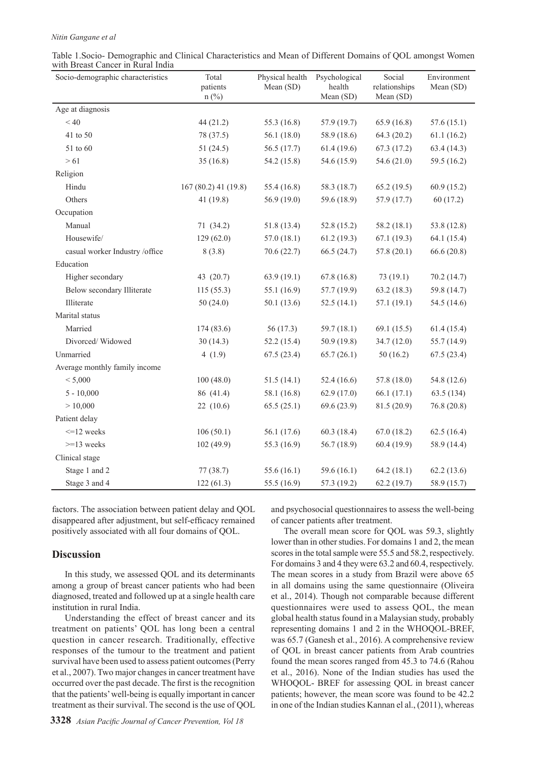Table 1.Socio- Demographic and Clinical Characteristics and Mean of Different Domains of QOL amongst Women with Breast Cancer in Rural India

| Socio-demographic characteristics | Total patients n (%) | Physical health Mean (SD) | Psychological health Mean (SD) | Social relationships Mean (SD) | Environment Mean (SD) |
|---|---|---|---|---|---|
| Age at diagnosis | | | | | |
| < 40 | 44 (21.2) | 55.3 (16.8) | 57.9 (19.7) | 65.9 (16.8) | 57.6 (15.1) |
| 41 to 50 | 78 (37.5) | 56.1 (18.0) | 58.9 (18.6) | 64.3 (20.2) | 61.1 (16.2) |
| 51 to 60 | 51 (24.5) | 56.5 (17.7) | 61.4 (19.6) | 67.3 (17.2) | 63.4 (14.3) |
| > 61 | 35 (16.8) | 54.2 (15.8) | 54.6 (15.9) | 54.6 (21.0) | 59.5 (16.2) |
| Religion | | | | | |
| Hindu | 167 (80.2) 41 (19.8) | 55.4 (16.8) | 58.3 (18.7) | 65.2 (19.5) | 60.9 (15.2) |
| Others | 41 (19.8) | 56.9 (19.0) | 59.6 (18.9) | 57.9 (17.7) | 60 (17.2) |
| Occupation | | | | | |
| Manual | 71 (34.2) | 51.8 (13.4) | 52.8 (15.2) | 58.2 (18.1) | 53.8 (12.8) |
| Housewife/ | 129 (62.0) | 57.0 (18.1) | 61.2 (19.3) | 67.1 (19.3) | 64.1 (15.4) |
| casual worker Industry /office | 8 (3.8) | 70.6 (22.7) | 66.5 (24.7) | 57.8 (20.1) | 66.6 (20.8) |
| Education | | | | | |
| Higher secondary | 43 (20.7) | 63.9 (19.1) | 67.8 (16.8) | 73 (19.1) | 70.2 (14.7) |
| Below secondary Illiterate | 115 (55.3) | 55.1 (16.9) | 57.7 (19.9) | 63.2 (18.3) | 59.8 (14.7) |
| Illiterate | 50 (24.0) | 50.1 (13.6) | 52.5 (14.1) | 57.1 (19.1) | 54.5 (14.6) |
| Marital status | | | | | |
| Married | 174 (83.6) | 56 (17.3) | 59.7 (18.1) | 69.1 (15.5) | 61.4 (15.4) |
| Divorced/ Widowed | 30 (14.3) | 52.2 (15.4) | 50.9 (19.8) | 34.7 (12.0) | 55.7 (14.9) |
| Unmarried | 4 (1.9) | 67.5 (23.4) | 65.7 (26.1) | 50 (16.2) | 67.5 (23.4) |
| Average monthly family income | | | | | |
| < 5,000 | 100 (48.0) | 51.5 (14.1) | 52.4 (16.6) | 57.8 (18.0) | 54.8 (12.6) |
| 5 - 10,000 | 86 (41.4) | 58.1 (16.8) | 62.9 (17.0) | 66.1 (17.1) | 63.5 (134) |
| > 10,000 | 22 (10.6) | 65.5 (25.1) | 69.6 (23.9) | 81.5 (20.9) | 76.8 (20.8) |
| Patient delay | | | | | |
| <=12 weeks | 106 (50.1) | 56.1 (17.6) | 60.3 (18.4) | 67.0 (18.2) | 62.5 (16.4) |
| >=13 weeks | 102 (49.9) | 55.3 (16.9) | 56.7 (18.9) | 60.4 (19.9) | 58.9 (14.4) |
| Clinical stage | | | | | |
| Stage 1 and 2 | 77 (38.7) | 55.6 (16.1) | 59.6 (16.1) | 64.2 (18.1) | 62.2 (13.6) |
| Stage 3 and 4 | 122 (61.3) | 55.5 (16.9) | 57.3 (19.2) | 62.2 (19.7) | 58.9 (15.7) |

factors. The association between patient delay and QOL disappeared after adjustment, but self-efficacy remained positively associated with all four domains of QOL.

## Discussion

In this study, we assessed QOL and its determinants among a group of breast cancer patients who had been diagnosed, treated and followed up at a single health care institution in rural India.

Understanding the effect of breast cancer and its treatment on patients' QOL has long been a central question in cancer research. Traditionally, effective responses of the tumour to the treatment and patient survival have been used to assess patient outcomes (Perry et al., 2007). Two major changes in cancer treatment have occurred over the past decade. The first is the recognition that the patients' well-being is equally important in cancer treatment as their survival. The second is the use of QOL and psychosocial questionnaires to assess the well-being of cancer patients after treatment.

The overall mean score for QOL was 59.3, slightly lower than in other studies. For domains 1 and 2, the mean scores in the total sample were 55.5 and 58.2, respectively. For domains 3 and 4 they were 63.2 and 60.4, respectively. The mean scores in a study from Brazil were above 65 in all domains using the same questionnaire (Oliveira et al., 2014). Though not comparable because different questionnaires were used to assess QOL, the mean global health status found in a Malaysian study, probably representing domains 1 and 2 in the WHOQOL-BREF, was 65.7 (Ganesh et al., 2016). A comprehensive review of QOL in breast cancer patients from Arab countries found the mean scores ranged from 45.3 to 74.6 (Rahou et al., 2016). None of the Indian studies has used the WHOQOL- BREF for assessing QOL in breast cancer patients; however, the mean score was found to be 42.2 in one of the Indian studies Kannan el al., (2011), whereas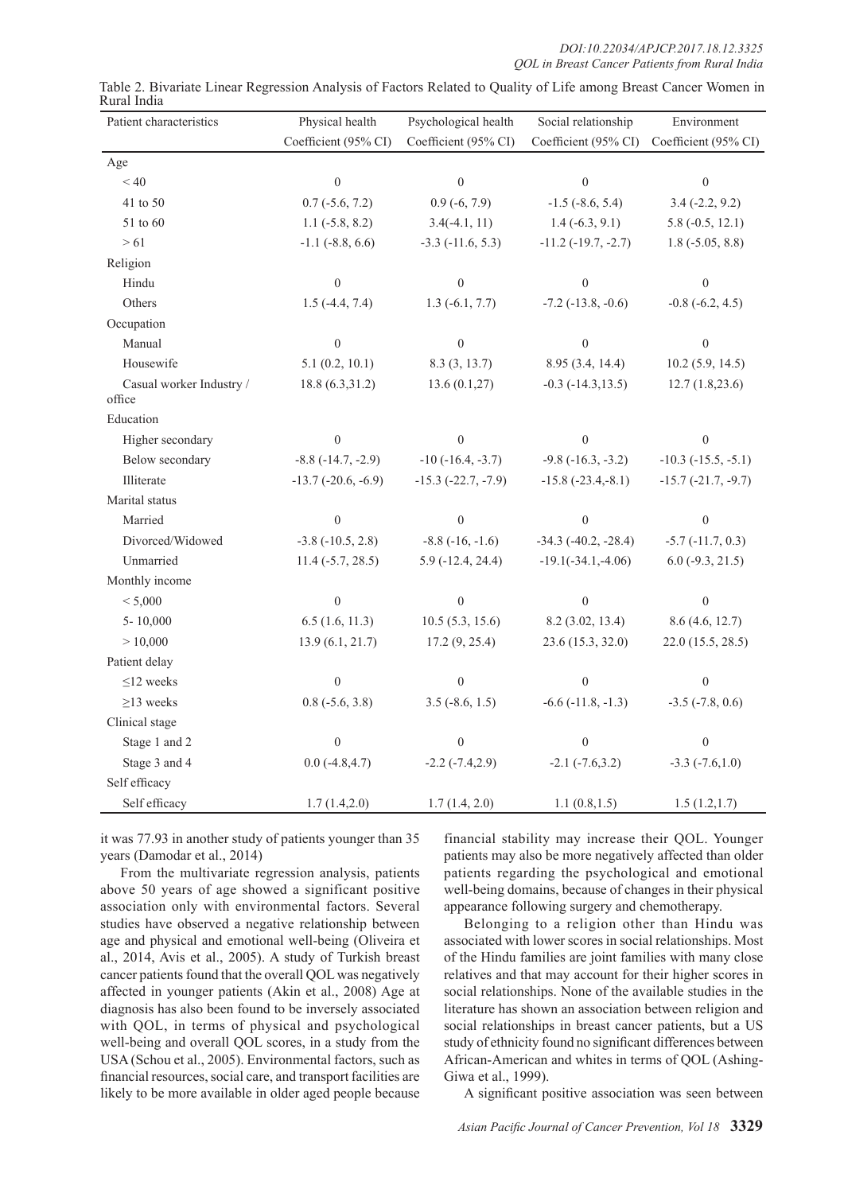Table 2. Bivariate Linear Regression Analysis of Factors Related to Quality of Life among Breast Cancer Women in Rural India

| Patient characteristics | Physical health | Psychological health | Social relationship | Environment |
|---|---|---|---|---|
| | Coefficient (95% CI) | Coefficient (95% CI) | Coefficient (95% CI) | Coefficient (95% CI) |
| Age | | | | |
| < 40 | 0 | 0 | 0 | 0 |
| 41 to 50 | 0.7 (-5.6, 7.2) | 0.9 (-6, 7.9) | -1.5 (-8.6, 5.4) | 3.4 (-2.2, 9.2) |
| 51 to 60 | 1.1 (-5.8, 8.2) | 3.4(-4.1, 11) | 1.4 (-6.3, 9.1) | 5.8 (-0.5, 12.1) |
| > 61 | -1.1 (-8.8, 6.6) | -3.3 (-11.6, 5.3) | -11.2 (-19.7, -2.7) | 1.8 (-5.05, 8.8) |
| Religion | | | | |
| Hindu | 0 | 0 | 0 | 0 |
| Others | 1.5 (-4.4, 7.4) | 1.3 (-6.1, 7.7) | -7.2 (-13.8, -0.6) | -0.8 (-6.2, 4.5) |
| Occupation | | | | |
| Manual | 0 | 0 | 0 | 0 |
| Housewife | 5.1 (0.2, 10.1) | 8.3 (3, 13.7) | 8.95 (3.4, 14.4) | 10.2 (5.9, 14.5) |
| Casual worker Industry / office | 18.8 (6.3,31.2) | 13.6 (0.1,27) | -0.3 (-14.3,13.5) | 12.7 (1.8,23.6) |
| Education | | | | |
| Higher secondary | 0 | 0 | 0 | 0 |
| Below secondary | -8.8 (-14.7, -2.9) | -10 (-16.4, -3.7) | -9.8 (-16.3, -3.2) | -10.3 (-15.5, -5.1) |
| Illiterate | -13.7 (-20.6, -6.9) | -15.3 (-22.7, -7.9) | -15.8 (-23.4,-8.1) | -15.7 (-21.7, -9.7) |
| Marital status | | | | |
| Married | 0 | 0 | 0 | 0 |
| Divorced/Widowed | -3.8 (-10.5, 2.8) | -8.8 (-16, -1.6) | -34.3 (-40.2, -28.4) | -5.7 (-11.7, 0.3) |
| Unmarried | 11.4 (-5.7, 28.5) | 5.9 (-12.4, 24.4) | -19.1(-34.1,-4.06) | 6.0 (-9.3, 21.5) |
| Monthly income | | | | |
| < 5,000 | 0 | 0 | 0 | 0 |
| 5- 10,000 | 6.5 (1.6, 11.3) | 10.5 (5.3, 15.6) | 8.2 (3.02, 13.4) | 8.6 (4.6, 12.7) |
| > 10,000 | 13.9 (6.1, 21.7) | 17.2 (9, 25.4) | 23.6 (15.3, 32.0) | 22.0 (15.5, 28.5) |
| Patient delay | | | | |
| ≤12 weeks | 0 | 0 | 0 | 0 |
| ≥13 weeks | 0.8 (-5.6, 3.8) | 3.5 (-8.6, 1.5) | -6.6 (-11.8, -1.3) | -3.5 (-7.8, 0.6) |
| Clinical stage | | | | |
| Stage 1 and 2 | 0 | 0 | 0 | 0 |
| Stage 3 and 4 | 0.0 (-4.8,4.7) | -2.2 (-7.4,2.9) | -2.1 (-7.6,3.2) | -3.3 (-7.6,1.0) |
| Self efficacy | | | | |
| Self efficacy | 1.7 (1.4,2.0) | 1.7 (1.4, 2.0) | 1.1 (0.8,1.5) | 1.5 (1.2,1.7) |

it was 77.93 in another study of patients younger than 35 years (Damodar et al., 2014)

From the multivariate regression analysis, patients above 50 years of age showed a significant positive association only with environmental factors. Several studies have observed a negative relationship between age and physical and emotional well-being (Oliveira et al., 2014, Avis et al., 2005). A study of Turkish breast cancer patients found that the overall QOL was negatively affected in younger patients (Akin et al., 2008) Age at diagnosis has also been found to be inversely associated with QOL, in terms of physical and psychological well-being and overall QOL scores, in a study from the USA (Schou et al., 2005). Environmental factors, such as financial resources, social care, and transport facilities are likely to be more available in older aged people because financial stability may increase their QOL. Younger patients may also be more negatively affected than older patients regarding the psychological and emotional well-being domains, because of changes in their physical appearance following surgery and chemotherapy.

Belonging to a religion other than Hindu was associated with lower scores in social relationships. Most of the Hindu families are joint families with many close relatives and that may account for their higher scores in social relationships. None of the available studies in the literature has shown an association between religion and social relationships in breast cancer patients, but a US study of ethnicity found no significant differences between African-American and whites in terms of QOL (Ashing-Giwa et al., 1999).

A significant positive association was seen between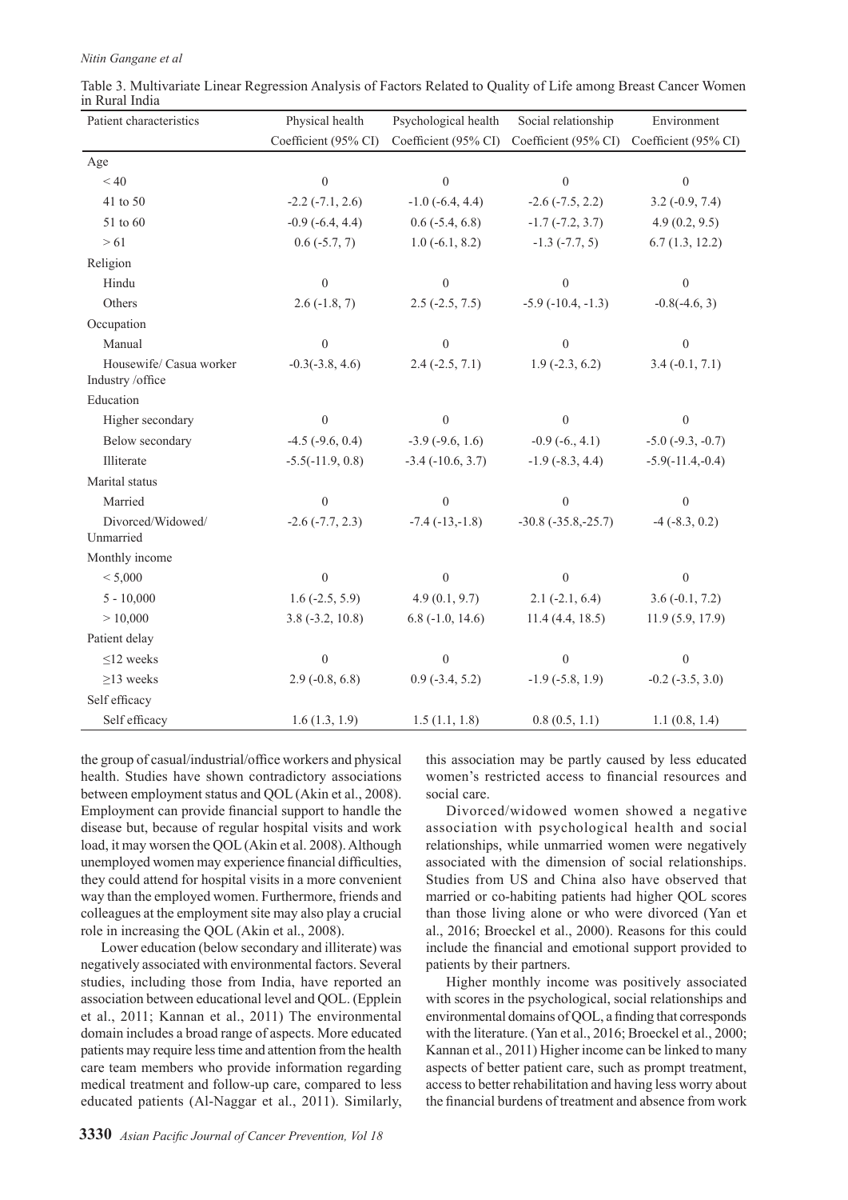Table 3. Multivariate Linear Regression Analysis of Factors Related to Quality of Life among Breast Cancer Women in Rural India

| Patient characteristics | Physical health | Psychological health | Social relationship | Environment |
|---|---|---|---|---|
| | Coefficient (95% CI) | Coefficient (95% CI) | Coefficient (95% CI) | Coefficient (95% CI) |
| Age | | | | |
| < 40 | 0 | 0 | 0 | 0 |
| 41 to 50 | -2.2 (-7.1, 2.6) | -1.0 (-6.4, 4.4) | -2.6 (-7.5, 2.2) | 3.2 (-0.9, 7.4) |
| 51 to 60 | -0.9 (-6.4, 4.4) | 0.6 (-5.4, 6.8) | -1.7 (-7.2, 3.7) | 4.9 (0.2, 9.5) |
| > 61 | 0.6 (-5.7, 7) | 1.0 (-6.1, 8.2) | -1.3 (-7.7, 5) | 6.7 (1.3, 12.2) |
| Religion | | | | |
| Hindu | 0 | 0 | 0 | 0 |
| Others | 2.6 (-1.8, 7) | 2.5 (-2.5, 7.5) | -5.9 (-10.4, -1.3) | -0.8(-4.6, 3) |
| Occupation | | | | |
| Manual | 0 | 0 | 0 | 0 |
| Housewife/ Casua worker Industry /office | -0.3(-3.8, 4.6) | 2.4 (-2.5, 7.1) | 1.9 (-2.3, 6.2) | 3.4 (-0.1, 7.1) |
| Education | | | | |
| Higher secondary | 0 | 0 | 0 | 0 |
| Below secondary | -4.5 (-9.6, 0.4) | -3.9 (-9.6, 1.6) | -0.9 (-6., 4.1) | -5.0 (-9.3, -0.7) |
| Illiterate | -5.5(-11.9, 0.8) | -3.4 (-10.6, 3.7) | -1.9 (-8.3, 4.4) | -5.9(-11.4,-0.4) |
| Marital status | | | | |
| Married | 0 | 0 | 0 | 0 |
| Divorced/Widowed/ Unmarried | -2.6 (-7.7, 2.3) | -7.4 (-13,-1.8) | -30.8 (-35.8,-25.7) | -4 (-8.3, 0.2) |
| Monthly income | | | | |
| < 5,000 | 0 | 0 | 0 | 0 |
| 5 - 10,000 | 1.6 (-2.5, 5.9) | 4.9 (0.1, 9.7) | 2.1 (-2.1, 6.4) | 3.6 (-0.1, 7.2) |
| > 10,000 | 3.8 (-3.2, 10.8) | 6.8 (-1.0, 14.6) | 11.4 (4.4, 18.5) | 11.9 (5.9, 17.9) |
| Patient delay | | | | |
| ≤12 weeks | 0 | 0 | 0 | 0 |
| ≥13 weeks | 2.9 (-0.8, 6.8) | 0.9 (-3.4, 5.2) | -1.9 (-5.8, 1.9) | -0.2 (-3.5, 3.0) |
| Self efficacy | | | | |
| Self efficacy | 1.6 (1.3, 1.9) | 1.5 (1.1, 1.8) | 0.8 (0.5, 1.1) | 1.1 (0.8, 1.4) |

the group of casual/industrial/office workers and physical health. Studies have shown contradictory associations between employment status and QOL (Akin et al., 2008). Employment can provide financial support to handle the disease but, because of regular hospital visits and work load, it may worsen the QOL (Akin et al. 2008). Although unemployed women may experience financial difficulties, they could attend for hospital visits in a more convenient way than the employed women. Furthermore, friends and colleagues at the employment site may also play a crucial role in increasing the QOL (Akin et al., 2008).

Lower education (below secondary and illiterate) was negatively associated with environmental factors. Several studies, including those from India, have reported an association between educational level and QOL. (Epplein et al., 2011; Kannan et al., 2011) The environmental domain includes a broad range of aspects. More educated patients may require less time and attention from the health care team members who provide information regarding medical treatment and follow-up care, compared to less educated patients (Al-Naggar et al., 2011). Similarly, this association may be partly caused by less educated women's restricted access to financial resources and social care.

Divorced/widowed women showed a negative association with psychological health and social relationships, while unmarried women were negatively associated with the dimension of social relationships. Studies from US and China also have observed that married or co-habiting patients had higher QOL scores than those living alone or who were divorced (Yan et al., 2016; Broeckel et al., 2000). Reasons for this could include the financial and emotional support provided to patients by their partners.

Higher monthly income was positively associated with scores in the psychological, social relationships and environmental domains of QOL, a finding that corresponds with the literature. (Yan et al., 2016; Broeckel et al., 2000; Kannan et al., 2011) Higher income can be linked to many aspects of better patient care, such as prompt treatment, access to better rehabilitation and having less worry about the financial burdens of treatment and absence from work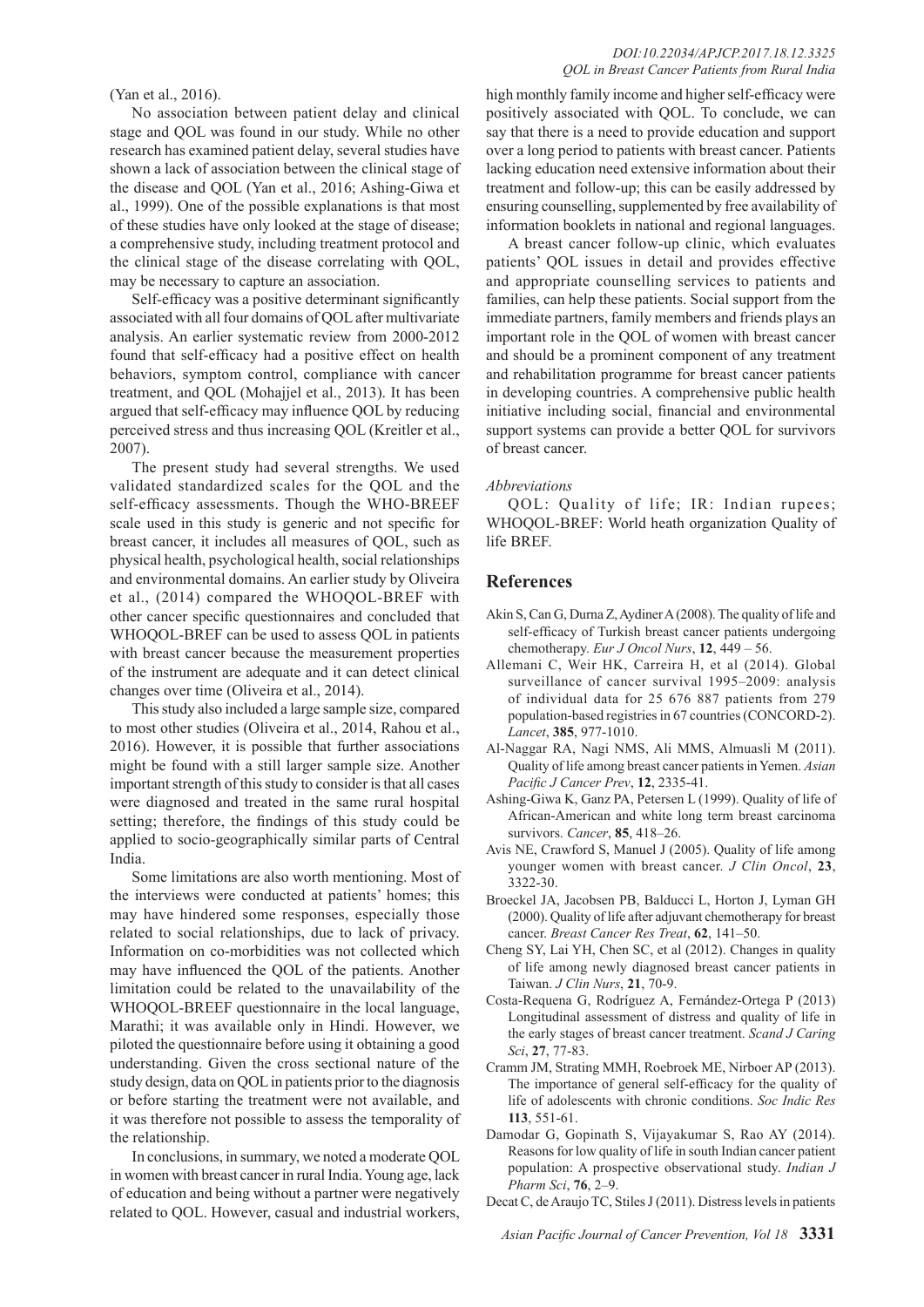(Yan et al., 2016).

No association between patient delay and clinical stage and QOL was found in our study. While no other research has examined patient delay, several studies have shown a lack of association between the clinical stage of the disease and QOL (Yan et al., 2016; Ashing-Giwa et al., 1999). One of the possible explanations is that most of these studies have only looked at the stage of disease; a comprehensive study, including treatment protocol and the clinical stage of the disease correlating with QOL, may be necessary to capture an association.

Self-efficacy was a positive determinant significantly associated with all four domains of QOL after multivariate analysis. An earlier systematic review from 2000-2012 found that self-efficacy had a positive effect on health behaviors, symptom control, compliance with cancer treatment, and QOL (Mohajjel et al., 2013). It has been argued that self-efficacy may influence QOL by reducing perceived stress and thus increasing QOL (Kreitler et al., 2007).

The present study had several strengths. We used validated standardized scales for the QOL and the self-efficacy assessments. Though the WHO-BREEF scale used in this study is generic and not specific for breast cancer, it includes all measures of QOL, such as physical health, psychological health, social relationships and environmental domains. An earlier study by Oliveira et al., (2014) compared the WHOQOL-BREF with other cancer specific questionnaires and concluded that WHOQOL-BREF can be used to assess QOL in patients with breast cancer because the measurement properties of the instrument are adequate and it can detect clinical changes over time (Oliveira et al., 2014).

This study also included a large sample size, compared to most other studies (Oliveira et al., 2014, Rahou et al., 2016). However, it is possible that further associations might be found with a still larger sample size. Another important strength of this study to consider is that all cases were diagnosed and treated in the same rural hospital setting; therefore, the findings of this study could be applied to socio-geographically similar parts of Central India.

Some limitations are also worth mentioning. Most of the interviews were conducted at patients' homes; this may have hindered some responses, especially those related to social relationships, due to lack of privacy. Information on co-morbidities was not collected which may have influenced the QOL of the patients. Another limitation could be related to the unavailability of the WHOQOL-BREEF questionnaire in the local language, Marathi; it was available only in Hindi. However, we piloted the questionnaire before using it obtaining a good understanding. Given the cross sectional nature of the study design, data on QOL in patients prior to the diagnosis or before starting the treatment were not available, and it was therefore not possible to assess the temporality of the relationship.

In conclusions, in summary, we noted a moderate QOL in women with breast cancer in rural India. Young age, lack of education and being without a partner were negatively related to QOL. However, casual and industrial workers, high monthly family income and higher self-efficacy were positively associated with QOL. To conclude, we can say that there is a need to provide education and support over a long period to patients with breast cancer. Patients lacking education need extensive information about their treatment and follow-up; this can be easily addressed by ensuring counselling, supplemented by free availability of information booklets in national and regional languages.

A breast cancer follow-up clinic, which evaluates patients' QOL issues in detail and provides effective and appropriate counselling services to patients and families, can help these patients. Social support from the immediate partners, family members and friends plays an important role in the QOL of women with breast cancer and should be a prominent component of any treatment and rehabilitation programme for breast cancer patients in developing countries. A comprehensive public health initiative including social, financial and environmental support systems can provide a better QOL for survivors of breast cancer.

*Abbreviations*

QOL: Quality of life; IR: Indian rupees; WHOQOL-BREF: World heath organization Quality of life BREF.

## References

Akin S, Can G, Durna Z, Aydiner A (2008). The quality of life and self-efficacy of Turkish breast cancer patients undergoing chemotherapy. *Eur J Oncol Nurs*, **12**, 449 – 56.

Allemani C, Weir HK, Carreira H, et al (2014). Global surveillance of cancer survival 1995–2009: analysis of individual data for 25 676 887 patients from 279 population-based registries in 67 countries (CONCORD-2). *Lancet*, **385**, 977-1010.

Al-Naggar RA, Nagi NMS, Ali MMS, Almuasli M (2011). Quality of life among breast cancer patients in Yemen. *Asian Pacific J Cancer Prev*, **12**, 2335-41.

Ashing-Giwa K, Ganz PA, Petersen L (1999). Quality of life of African-American and white long term breast carcinoma survivors. *Cancer*, **85**, 418–26.

Avis NE, Crawford S, Manuel J (2005). Quality of life among younger women with breast cancer. *J Clin Oncol*, **23**, 3322-30.

Broeckel JA, Jacobsen PB, Balducci L, Horton J, Lyman GH (2000). Quality of life after adjuvant chemotherapy for breast cancer. *Breast Cancer Res Treat*, **62**, 141–50.

Cheng SY, Lai YH, Chen SC, et al (2012). Changes in quality of life among newly diagnosed breast cancer patients in Taiwan. *J Clin Nurs*, **21**, 70-9.

Costa-Requena G, Rodríguez A, Fernández-Ortega P (2013) Longitudinal assessment of distress and quality of life in the early stages of breast cancer treatment. *Scand J Caring Sci*, **27**, 77-83.

Cramm JM, Strating MMH, Roebroek ME, Nirboer AP (2013). The importance of general self-efficacy for the quality of life of adolescents with chronic conditions. *Soc Indic Res* **113**, 551-61.

Damodar G, Gopinath S, Vijayakumar S, Rao AY (2014). Reasons for low quality of life in south Indian cancer patient population: A prospective observational study. *Indian J Pharm Sci*, **76**, 2–9.

Decat C, de Araujo TC, Stiles J (2011). Distress levels in patients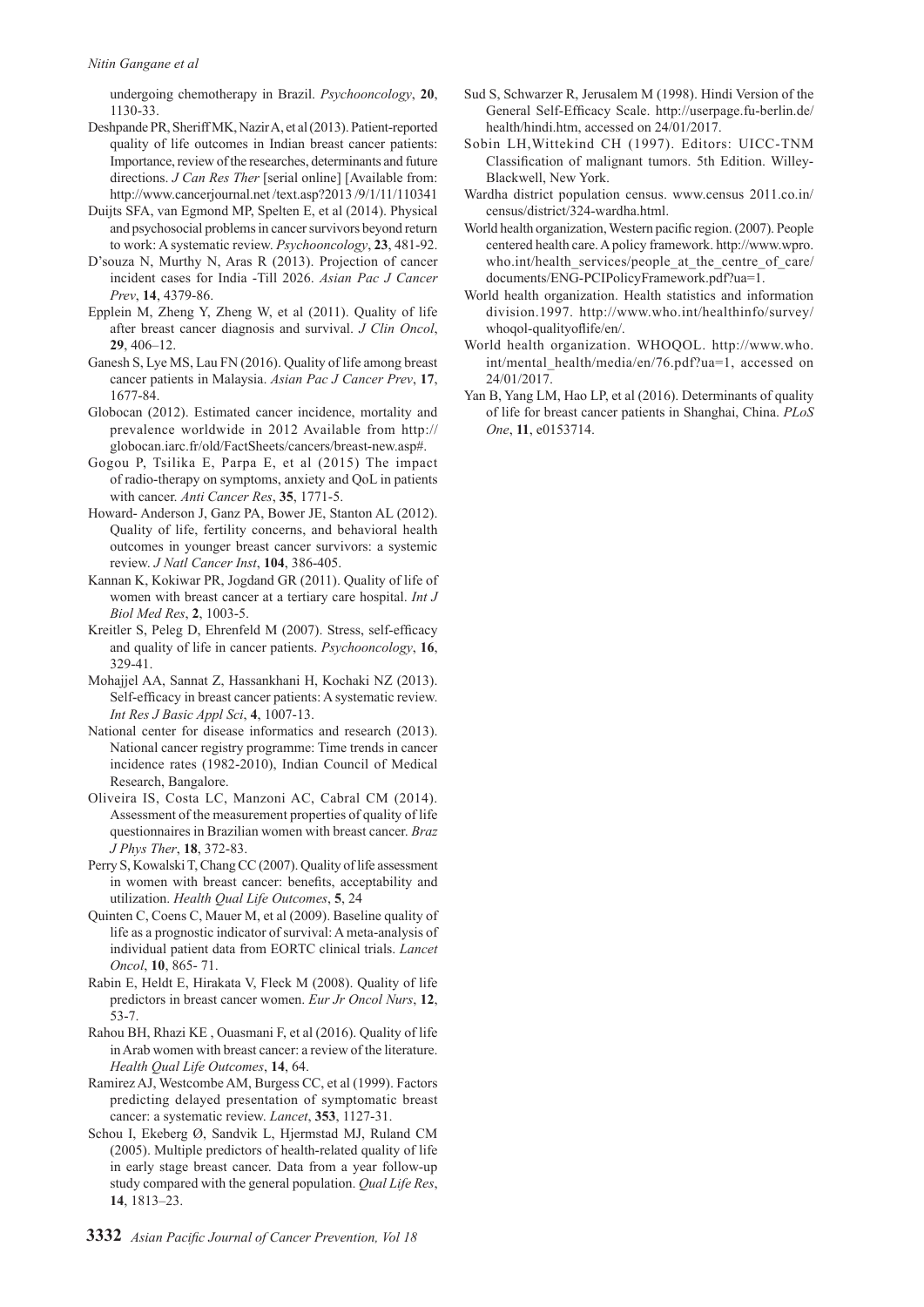undergoing chemotherapy in Brazil. *Psychooncology*, **20**, 1130-33.

Deshpande PR, Sheriff MK, Nazir A, et al (2013). Patient-reported quality of life outcomes in Indian breast cancer patients: Importance, review of the researches, determinants and future directions. *J Can Res Ther* [serial online] [Available from: http://www.cancerjournal.net /text.asp?2013 /9/1/11/110341

Duijts SFA, van Egmond MP, Spelten E, et al (2014). Physical and psychosocial problems in cancer survivors beyond return to work: A systematic review. *Psychooncology*, **23**, 481-92.

D'souza N, Murthy N, Aras R (2013). Projection of cancer incident cases for India -Till 2026. *Asian Pac J Cancer Prev*, **14**, 4379-86.

Epplein M, Zheng Y, Zheng W, et al (2011). Quality of life after breast cancer diagnosis and survival. *J Clin Oncol*, **29**, 406–12.

Ganesh S, Lye MS, Lau FN (2016). Quality of life among breast cancer patients in Malaysia. *Asian Pac J Cancer Prev*, **17**, 1677-84.

Globocan (2012). Estimated cancer incidence, mortality and prevalence worldwide in 2012 Available from http:// globocan.iarc.fr/old/FactSheets/cancers/breast-new.asp#.

Gogou P, Tsilika E, Parpa E, et al (2015) The impact of radio-therapy on symptoms, anxiety and QoL in patients with cancer. *Anti Cancer Res*, **35**, 1771-5.

Howard- Anderson J, Ganz PA, Bower JE, Stanton AL (2012). Quality of life, fertility concerns, and behavioral health outcomes in younger breast cancer survivors: a systemic review. *J Natl Cancer Inst*, **104**, 386-405.

Kannan K, Kokiwar PR, Jogdand GR (2011). Quality of life of women with breast cancer at a tertiary care hospital. *Int J Biol Med Res*, **2**, 1003-5.

Kreitler S, Peleg D, Ehrenfeld M (2007). Stress, self-efficacy and quality of life in cancer patients. *Psychooncology*, **16**, 329-41.

Mohajjel AA, Sannat Z, Hassankhani H, Kochaki NZ (2013). Self-efficacy in breast cancer patients: A systematic review. *Int Res J Basic Appl Sci*, **4**, 1007-13.

National center for disease informatics and research (2013). National cancer registry programme: Time trends in cancer incidence rates (1982-2010), Indian Council of Medical Research, Bangalore.

Oliveira IS, Costa LC, Manzoni AC, Cabral CM (2014). Assessment of the measurement properties of quality of life questionnaires in Brazilian women with breast cancer. *Braz J Phys Ther*, **18**, 372-83.

Perry S, Kowalski T, Chang CC (2007). Quality of life assessment in women with breast cancer: benefits, acceptability and utilization. *Health Qual Life Outcomes*, **5**, 24

Quinten C, Coens C, Mauer M, et al (2009). Baseline quality of life as a prognostic indicator of survival: A meta-analysis of individual patient data from EORTC clinical trials. *Lancet Oncol*, **10**, 865- 71.

Rabin E, Heldt E, Hirakata V, Fleck M (2008). Quality of life predictors in breast cancer women. *Eur Jr Oncol Nurs*, **12**, 53-7.

Rahou BH, Rhazi KE , Ouasmani F, et al (2016). Quality of life in Arab women with breast cancer: a review of the literature. *Health Qual Life Outcomes*, **14**, 64.

Ramirez AJ, Westcombe AM, Burgess CC, et al (1999). Factors predicting delayed presentation of symptomatic breast cancer: a systematic review. *Lancet*, **353**, 1127-31.

Schou I, Ekeberg Ø, Sandvik L, Hjermstad MJ, Ruland CM (2005). Multiple predictors of health-related quality of life in early stage breast cancer. Data from a year follow-up study compared with the general population. *Qual Life Res*, **14**, 1813–23.

Sud S, Schwarzer R, Jerusalem M (1998). Hindi Version of the General Self-Efficacy Scale. http://userpage.fu-berlin.de/ health/hindi.htm, accessed on 24/01/2017.

Sobin LH,Wittekind CH (1997). Editors: UICC-TNM Classification of malignant tumors. 5th Edition. Willey-Blackwell, New York.

Wardha district population census. www.census 2011.co.in/ census/district/324-wardha.html.

World health organization, Western pacific region. (2007). People centered health care. A policy framework. http://www.wpro. who.int/health_services/people_at_the_centre_of_care/ documents/ENG-PCIPolicyFramework.pdf?ua=1.

World health organization. Health statistics and information division.1997. http://www.who.int/healthinfo/survey/ whoqol-qualityoflife/en/.

World health organization. WHOQOL. http://www.who. int/mental_health/media/en/76.pdf?ua=1, accessed on 24/01/2017.

Yan B, Yang LM, Hao LP, et al (2016). Determinants of quality of life for breast cancer patients in Shanghai, China. *PLoS One*, **11**, e0153714.